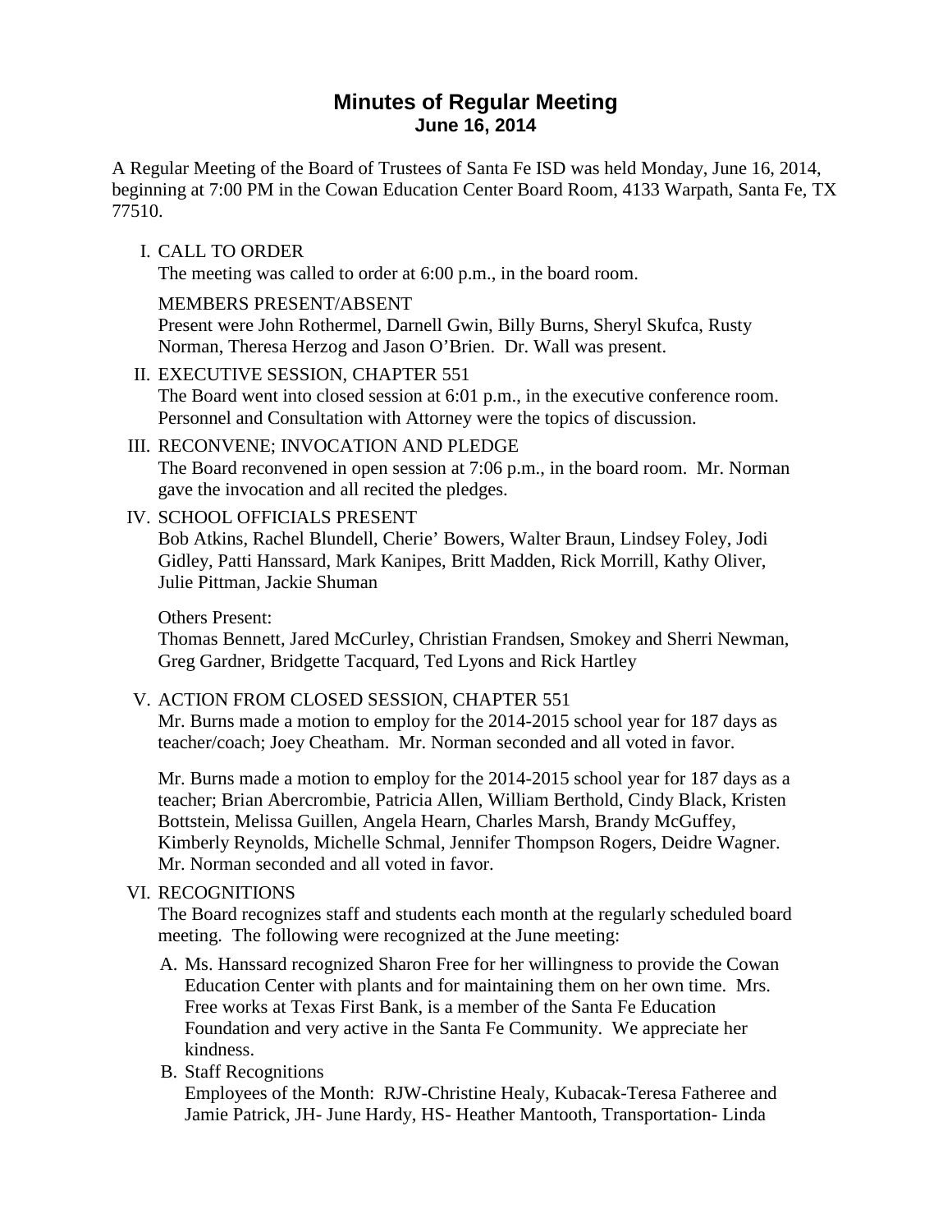# Minutes of Regular Meeting
## June 16, 2014

A Regular Meeting of the Board of Trustees of Santa Fe ISD was held Monday, June 16, 2014, beginning at 7:00 PM in the Cowan Education Center Board Room, 4133 Warpath, Santa Fe, TX 77510.

I. CALL TO ORDER
The meeting was called to order at 6:00 p.m., in the board room.

MEMBERS PRESENT/ABSENT
Present were John Rothermel, Darnell Gwin, Billy Burns, Sheryl Skufca, Rusty Norman, Theresa Herzog and Jason O'Brien. Dr. Wall was present.

II. EXECUTIVE SESSION, CHAPTER 551
The Board went into closed session at 6:01 p.m., in the executive conference room. Personnel and Consultation with Attorney were the topics of discussion.

III. RECONVENE; INVOCATION AND PLEDGE
The Board reconvened in open session at 7:06 p.m., in the board room. Mr. Norman gave the invocation and all recited the pledges.

IV. SCHOOL OFFICIALS PRESENT
Bob Atkins, Rachel Blundell, Cherie' Bowers, Walter Braun, Lindsey Foley, Jodi Gidley, Patti Hanssard, Mark Kanipes, Britt Madden, Rick Morrill, Kathy Oliver, Julie Pittman, Jackie Shuman

Others Present:
Thomas Bennett, Jared McCurley, Christian Frandsen, Smokey and Sherri Newman, Greg Gardner, Bridgette Tacquard, Ted Lyons and Rick Hartley

V. ACTION FROM CLOSED SESSION, CHAPTER 551
Mr. Burns made a motion to employ for the 2014-2015 school year for 187 days as teacher/coach; Joey Cheatham. Mr. Norman seconded and all voted in favor.

Mr. Burns made a motion to employ for the 2014-2015 school year for 187 days as a teacher; Brian Abercrombie, Patricia Allen, William Berthold, Cindy Black, Kristen Bottstein, Melissa Guillen, Angela Hearn, Charles Marsh, Brandy McGuffey, Kimberly Reynolds, Michelle Schmal, Jennifer Thompson Rogers, Deidre Wagner. Mr. Norman seconded and all voted in favor.

VI. RECOGNITIONS
The Board recognizes staff and students each month at the regularly scheduled board meeting. The following were recognized at the June meeting:

A. Ms. Hanssard recognized Sharon Free for her willingness to provide the Cowan Education Center with plants and for maintaining them on her own time. Mrs. Free works at Texas First Bank, is a member of the Santa Fe Education Foundation and very active in the Santa Fe Community. We appreciate her kindness.

B. Staff Recognitions
Employees of the Month: RJW-Christine Healy, Kubacak-Teresa Fatheree and Jamie Patrick, JH- June Hardy, HS- Heather Mantooth, Transportation- Linda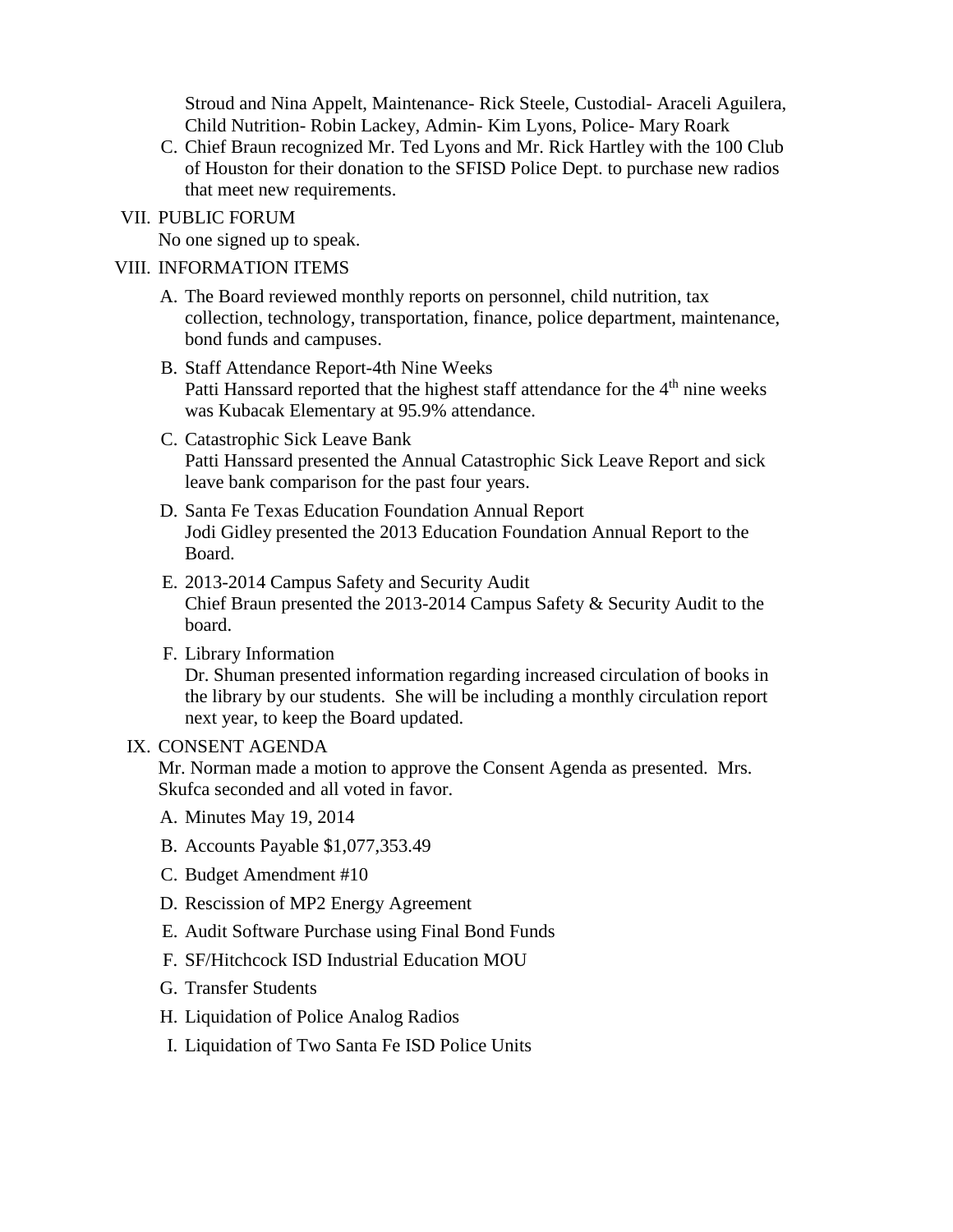Stroud and Nina Appelt, Maintenance- Rick Steele, Custodial- Araceli Aguilera, Child Nutrition- Robin Lackey, Admin- Kim Lyons, Police- Mary Roark

C. Chief Braun recognized Mr. Ted Lyons and Mr. Rick Hartley with the 100 Club of Houston for their donation to the SFISD Police Dept. to purchase new radios that meet new requirements.

VII. PUBLIC FORUM

No one signed up to speak.

VIII. INFORMATION ITEMS

A. The Board reviewed monthly reports on personnel, child nutrition, tax collection, technology, transportation, finance, police department, maintenance, bond funds and campuses.

B. Staff Attendance Report-4th Nine Weeks
Patti Hanssard reported that the highest staff attendance for the 4th nine weeks was Kubacak Elementary at 95.9% attendance.

C. Catastrophic Sick Leave Bank
Patti Hanssard presented the Annual Catastrophic Sick Leave Report and sick leave bank comparison for the past four years.

D. Santa Fe Texas Education Foundation Annual Report
Jodi Gidley presented the 2013 Education Foundation Annual Report to the Board.

E. 2013-2014 Campus Safety and Security Audit
Chief Braun presented the 2013-2014 Campus Safety & Security Audit to the board.

F. Library Information
Dr. Shuman presented information regarding increased circulation of books in the library by our students. She will be including a monthly circulation report next year, to keep the Board updated.

IX. CONSENT AGENDA

Mr. Norman made a motion to approve the Consent Agenda as presented. Mrs. Skufca seconded and all voted in favor.

A. Minutes May 19, 2014

B. Accounts Payable $1,077,353.49

C. Budget Amendment #10

D. Rescission of MP2 Energy Agreement

E. Audit Software Purchase using Final Bond Funds

F. SF/Hitchcock ISD Industrial Education MOU

G. Transfer Students

H. Liquidation of Police Analog Radios

I. Liquidation of Two Santa Fe ISD Police Units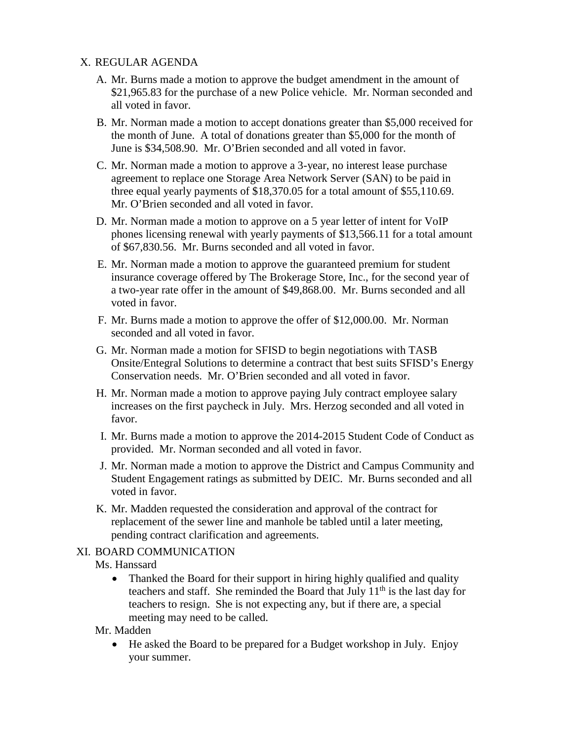X. REGULAR AGENDA

A. Mr. Burns made a motion to approve the budget amendment in the amount of $21,965.83 for the purchase of a new Police vehicle. Mr. Norman seconded and all voted in favor.

B. Mr. Norman made a motion to accept donations greater than $5,000 received for the month of June. A total of donations greater than $5,000 for the month of June is $34,508.90. Mr. O'Brien seconded and all voted in favor.

C. Mr. Norman made a motion to approve a 3-year, no interest lease purchase agreement to replace one Storage Area Network Server (SAN) to be paid in three equal yearly payments of $18,370.05 for a total amount of $55,110.69. Mr. O'Brien seconded and all voted in favor.

D. Mr. Norman made a motion to approve on a 5 year letter of intent for VoIP phones licensing renewal with yearly payments of $13,566.11 for a total amount of $67,830.56. Mr. Burns seconded and all voted in favor.

E. Mr. Norman made a motion to approve the guaranteed premium for student insurance coverage offered by The Brokerage Store, Inc., for the second year of a two-year rate offer in the amount of $49,868.00. Mr. Burns seconded and all voted in favor.

F. Mr. Burns made a motion to approve the offer of $12,000.00. Mr. Norman seconded and all voted in favor.

G. Mr. Norman made a motion for SFISD to begin negotiations with TASB Onsite/Entegral Solutions to determine a contract that best suits SFISD's Energy Conservation needs. Mr. O'Brien seconded and all voted in favor.

H. Mr. Norman made a motion to approve paying July contract employee salary increases on the first paycheck in July. Mrs. Herzog seconded and all voted in favor.

I. Mr. Burns made a motion to approve the 2014-2015 Student Code of Conduct as provided. Mr. Norman seconded and all voted in favor.

J. Mr. Norman made a motion to approve the District and Campus Community and Student Engagement ratings as submitted by DEIC. Mr. Burns seconded and all voted in favor.

K. Mr. Madden requested the consideration and approval of the contract for replacement of the sewer line and manhole be tabled until a later meeting, pending contract clarification and agreements.

XI. BOARD COMMUNICATION

Ms. Hanssard

- Thanked the Board for their support in hiring highly qualified and quality teachers and staff. She reminded the Board that July 11th is the last day for teachers to resign. She is not expecting any, but if there are, a special meeting may need to be called.

Mr. Madden

- He asked the Board to be prepared for a Budget workshop in July. Enjoy your summer.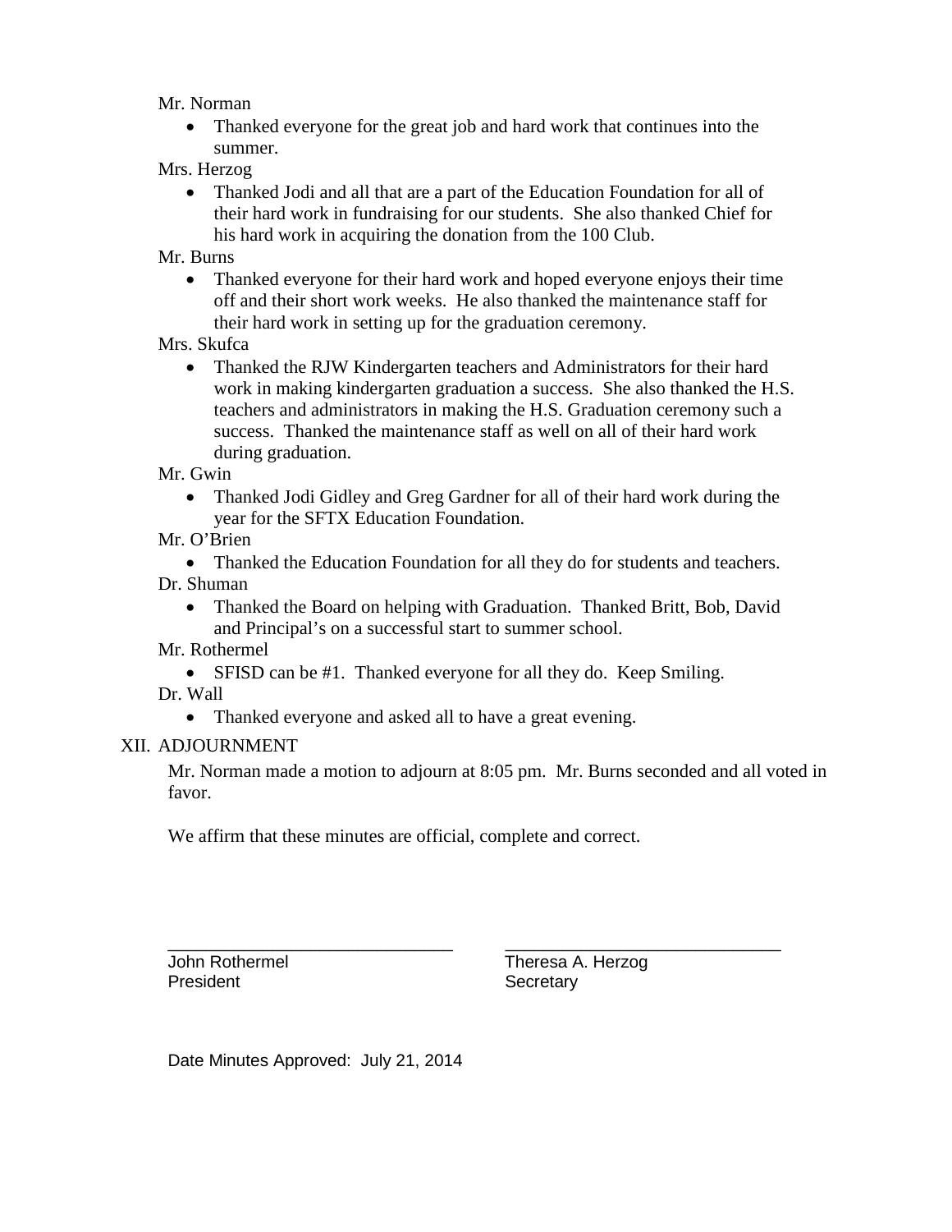Mr. Norman

- Thanked everyone for the great job and hard work that continues into the summer.

Mrs. Herzog

- Thanked Jodi and all that are a part of the Education Foundation for all of their hard work in fundraising for our students. She also thanked Chief for his hard work in acquiring the donation from the 100 Club.

Mr. Burns

- Thanked everyone for their hard work and hoped everyone enjoys their time off and their short work weeks. He also thanked the maintenance staff for their hard work in setting up for the graduation ceremony.

Mrs. Skufca

- Thanked the RJW Kindergarten teachers and Administrators for their hard work in making kindergarten graduation a success. She also thanked the H.S. teachers and administrators in making the H.S. Graduation ceremony such a success. Thanked the maintenance staff as well on all of their hard work during graduation.

Mr. Gwin

- Thanked Jodi Gidley and Greg Gardner for all of their hard work during the year for the SFTX Education Foundation.

Mr. O'Brien

- Thanked the Education Foundation for all they do for students and teachers.

Dr. Shuman

- Thanked the Board on helping with Graduation. Thanked Britt, Bob, David and Principal's on a successful start to summer school.

Mr. Rothermel

- SFISD can be #1. Thanked everyone for all they do. Keep Smiling.

Dr. Wall

- Thanked everyone and asked all to have a great evening.

XII. ADJOURNMENT

Mr. Norman made a motion to adjourn at 8:05 pm. Mr. Burns seconded and all voted in favor.

We affirm that these minutes are official, complete and correct.

______________________________ ______________________________

John Rothermel
President

Theresa A. Herzog
Secretary

Date Minutes Approved: July 21, 2014